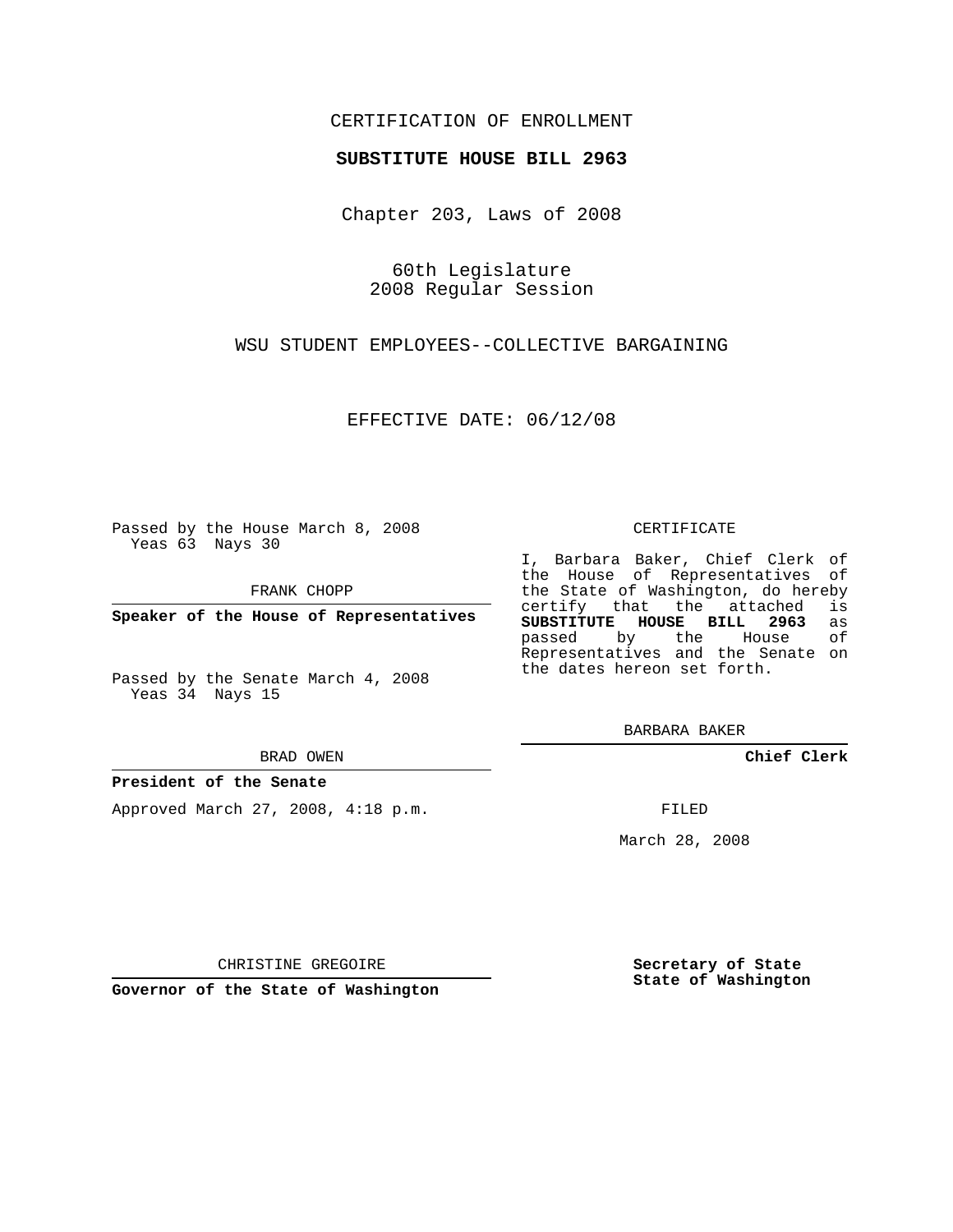CERTIFICATION OF ENROLLMENT

**SUBSTITUTE HOUSE BILL 2963**

Chapter 203, Laws of 2008

60th Legislature
2008 Regular Session

WSU STUDENT EMPLOYEES--COLLECTIVE BARGAINING

EFFECTIVE DATE: 06/12/08

Passed by the House March 8, 2008
Yeas 63 Nays 30

FRANK CHOPP

**Speaker of the House of Representatives**

Passed by the Senate March 4, 2008
Yeas 34 Nays 15

BRAD OWEN

**President of the Senate**

Approved March 27, 2008, 4:18 p.m.

CHRISTINE GREGOIRE

**Governor of the State of Washington**

CERTIFICATE

I, Barbara Baker, Chief Clerk of the House of Representatives of the State of Washington, do hereby certify that the attached is **SUBSTITUTE HOUSE BILL 2963** as passed by the House of Representatives and the Senate on the dates hereon set forth.

BARBARA BAKER

**Chief Clerk**

FILED

March 28, 2008

**Secretary of State**
**State of Washington**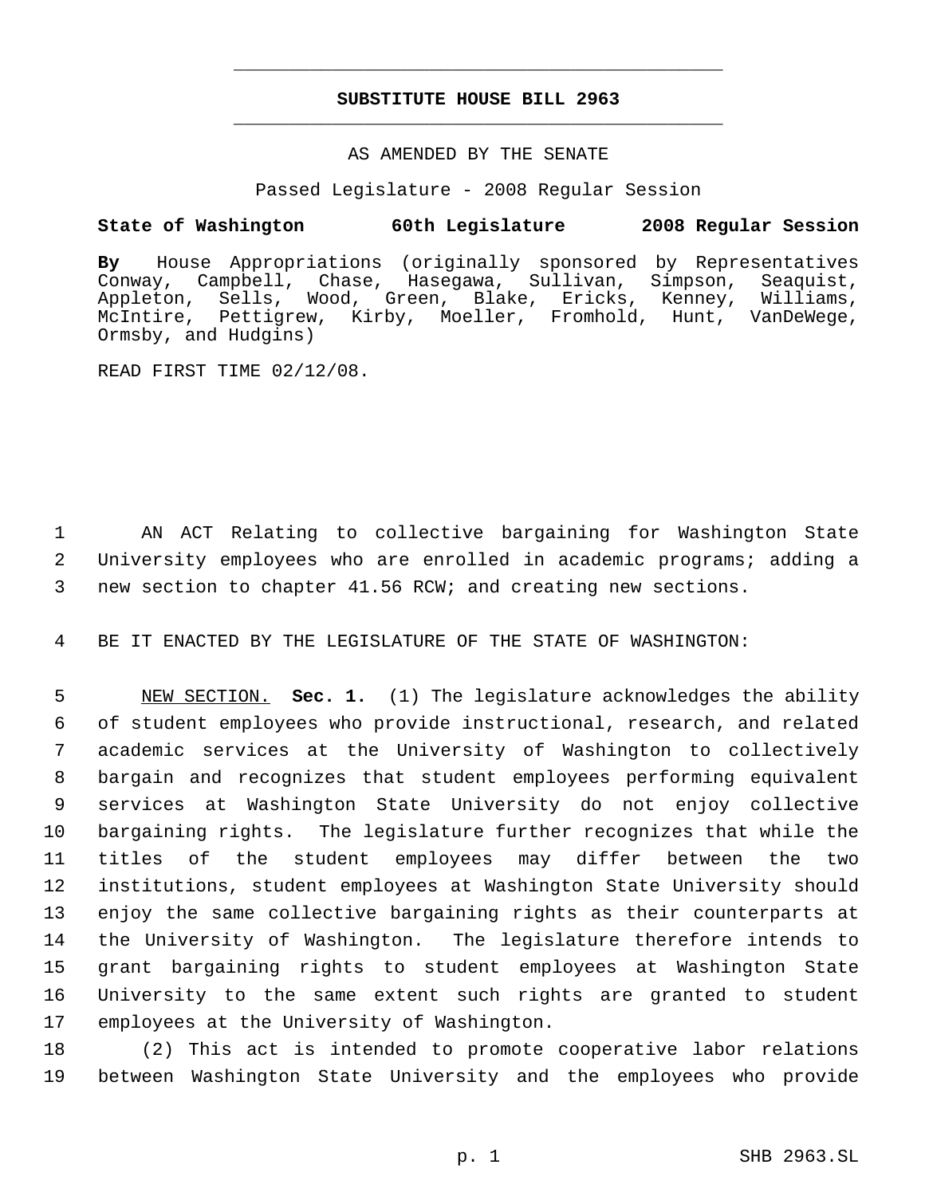# SUBSTITUTE HOUSE BILL 2963

AS AMENDED BY THE SENATE

Passed Legislature - 2008 Regular Session

**State of Washington 60th Legislature 2008 Regular Session**

**By** House Appropriations (originally sponsored by Representatives Conway, Campbell, Chase, Hasegawa, Sullivan, Simpson, Seaquist, Appleton, Sells, Wood, Green, Blake, Ericks, Kenney, Williams, McIntire, Pettigrew, Kirby, Moeller, Fromhold, Hunt, VanDeWege, Ormsby, and Hudgins)

READ FIRST TIME 02/12/08.

1 AN ACT Relating to collective bargaining for Washington State
2 University employees who are enrolled in academic programs; adding a
3 new section to chapter 41.56 RCW; and creating new sections.

4 BE IT ENACTED BY THE LEGISLATURE OF THE STATE OF WASHINGTON:

5 NEW SECTION. **Sec. 1.** (1) The legislature acknowledges the ability
6 of student employees who provide instructional, research, and related
7 academic services at the University of Washington to collectively
8 bargain and recognizes that student employees performing equivalent
9 services at Washington State University do not enjoy collective
10 bargaining rights. The legislature further recognizes that while the
11 titles of the student employees may differ between the two
12 institutions, student employees at Washington State University should
13 enjoy the same collective bargaining rights as their counterparts at
14 the University of Washington. The legislature therefore intends to
15 grant bargaining rights to student employees at Washington State
16 University to the same extent such rights are granted to student
17 employees at the University of Washington.

18 (2) This act is intended to promote cooperative labor relations
19 between Washington State University and the employees who provide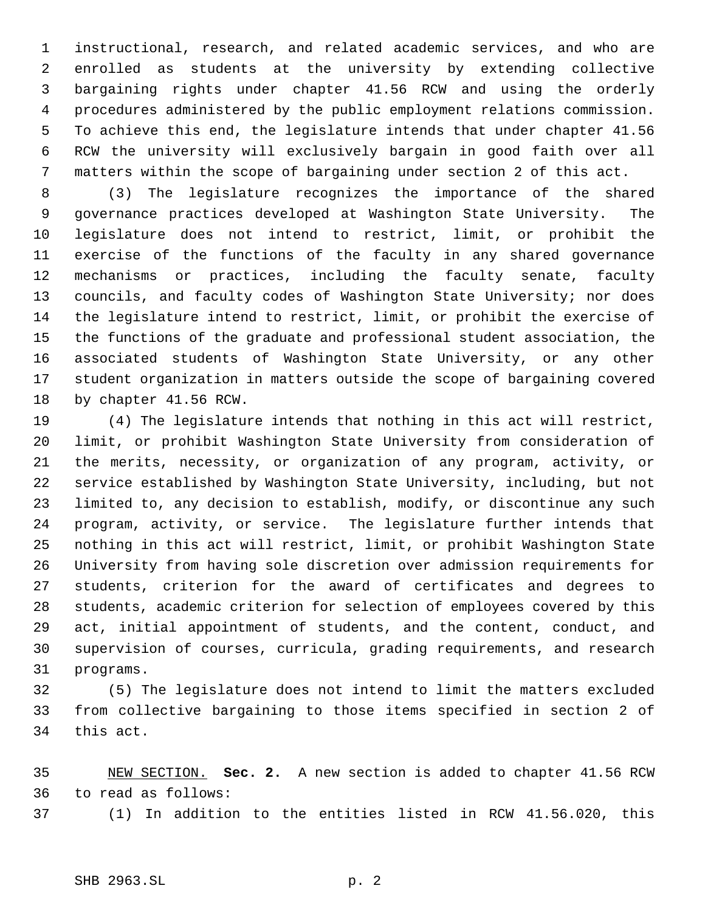instructional, research, and related academic services, and who are enrolled as students at the university by extending collective bargaining rights under chapter 41.56 RCW and using the orderly procedures administered by the public employment relations commission. To achieve this end, the legislature intends that under chapter 41.56 RCW the university will exclusively bargain in good faith over all matters within the scope of bargaining under section 2 of this act.

(3) The legislature recognizes the importance of the shared governance practices developed at Washington State University. The legislature does not intend to restrict, limit, or prohibit the exercise of the functions of the faculty in any shared governance mechanisms or practices, including the faculty senate, faculty councils, and faculty codes of Washington State University; nor does the legislature intend to restrict, limit, or prohibit the exercise of the functions of the graduate and professional student association, the associated students of Washington State University, or any other student organization in matters outside the scope of bargaining covered by chapter 41.56 RCW.

(4) The legislature intends that nothing in this act will restrict, limit, or prohibit Washington State University from consideration of the merits, necessity, or organization of any program, activity, or service established by Washington State University, including, but not limited to, any decision to establish, modify, or discontinue any such program, activity, or service. The legislature further intends that nothing in this act will restrict, limit, or prohibit Washington State University from having sole discretion over admission requirements for students, criterion for the award of certificates and degrees to students, academic criterion for selection of employees covered by this act, initial appointment of students, and the content, conduct, and supervision of courses, curricula, grading requirements, and research programs.

(5) The legislature does not intend to limit the matters excluded from collective bargaining to those items specified in section 2 of this act.

NEW SECTION. **Sec. 2.** A new section is added to chapter 41.56 RCW to read as follows:

(1) In addition to the entities listed in RCW 41.56.020, this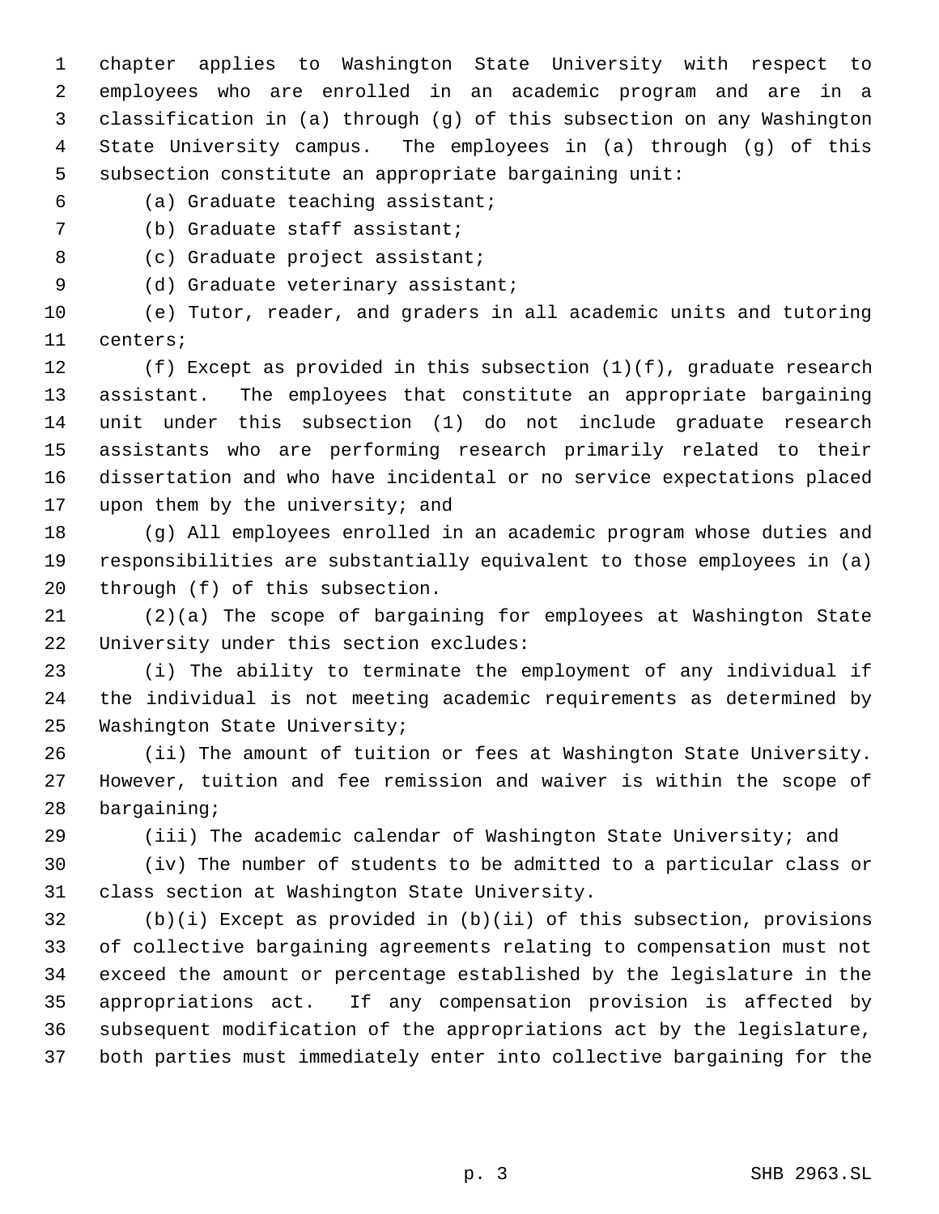chapter applies to Washington State University with respect to employees who are enrolled in an academic program and are in a classification in (a) through (g) of this subsection on any Washington State University campus. The employees in (a) through (g) of this subsection constitute an appropriate bargaining unit:

(a) Graduate teaching assistant;

(b) Graduate staff assistant;

(c) Graduate project assistant;

(d) Graduate veterinary assistant;

(e) Tutor, reader, and graders in all academic units and tutoring centers;

(f) Except as provided in this subsection (1)(f), graduate research assistant. The employees that constitute an appropriate bargaining unit under this subsection (1) do not include graduate research assistants who are performing research primarily related to their dissertation and who have incidental or no service expectations placed upon them by the university; and

(g) All employees enrolled in an academic program whose duties and responsibilities are substantially equivalent to those employees in (a) through (f) of this subsection.

(2)(a) The scope of bargaining for employees at Washington State University under this section excludes:

(i) The ability to terminate the employment of any individual if the individual is not meeting academic requirements as determined by Washington State University;

(ii) The amount of tuition or fees at Washington State University. However, tuition and fee remission and waiver is within the scope of bargaining;

(iii) The academic calendar of Washington State University; and

(iv) The number of students to be admitted to a particular class or class section at Washington State University.

(b)(i) Except as provided in (b)(ii) of this subsection, provisions of collective bargaining agreements relating to compensation must not exceed the amount or percentage established by the legislature in the appropriations act. If any compensation provision is affected by subsequent modification of the appropriations act by the legislature, both parties must immediately enter into collective bargaining for the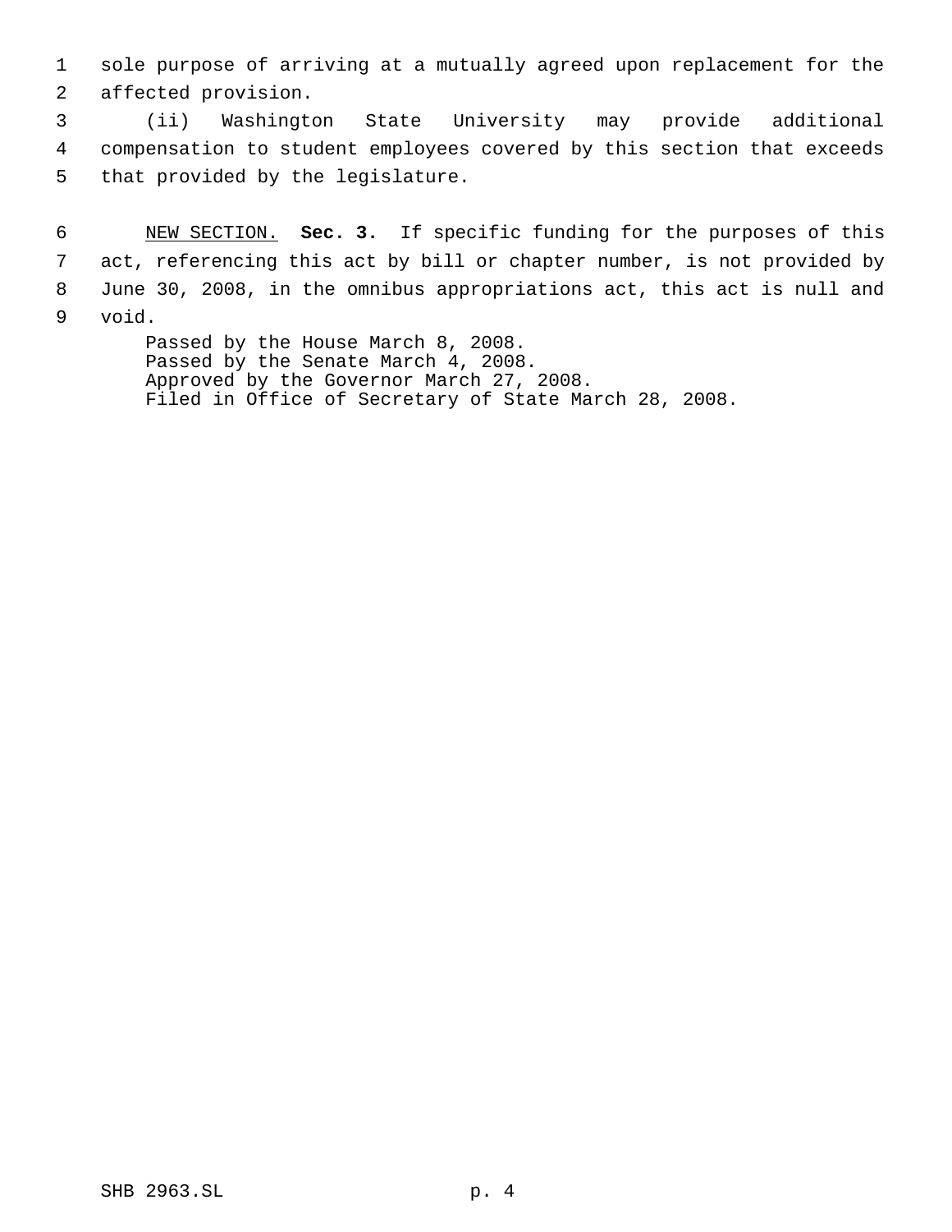sole purpose of arriving at a mutually agreed upon replacement for the affected provision.

(ii) Washington State University may provide additional compensation to student employees covered by this section that exceeds that provided by the legislature.

NEW SECTION. **Sec. 3.** If specific funding for the purposes of this act, referencing this act by bill or chapter number, is not provided by June 30, 2008, in the omnibus appropriations act, this act is null and void.

Passed by the House March 8, 2008.
Passed by the Senate March 4, 2008.
Approved by the Governor March 27, 2008.
Filed in Office of Secretary of State March 28, 2008.